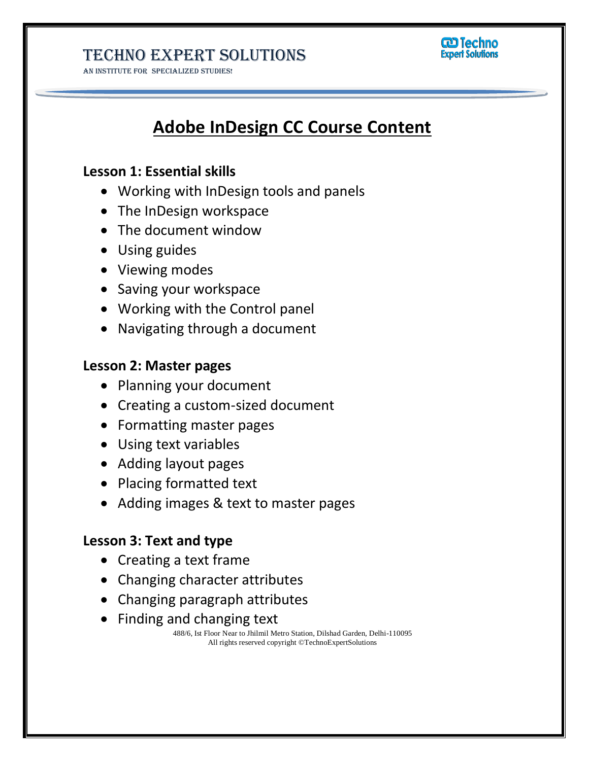# Adobe InDesign CC Course Content

### Lesson 1: Essential skills

- Working with InDesign tools and panels
- The InDesign workspace
- The document window
- Using guides
- Viewing modes
- Saving your workspace
- Working with the Control panel
- Navigating through a document

### Lesson 2: Master pages

- Planning your document
- Creating a custom-sized document
- Formatting master pages
- Using text variables
- Adding layout pages
- Placing formatted text
- Adding images & text to master pages

### Lesson 3: Text and type

- Creating a text frame
- Changing character attributes
- Changing paragraph attributes
- Finding and changing text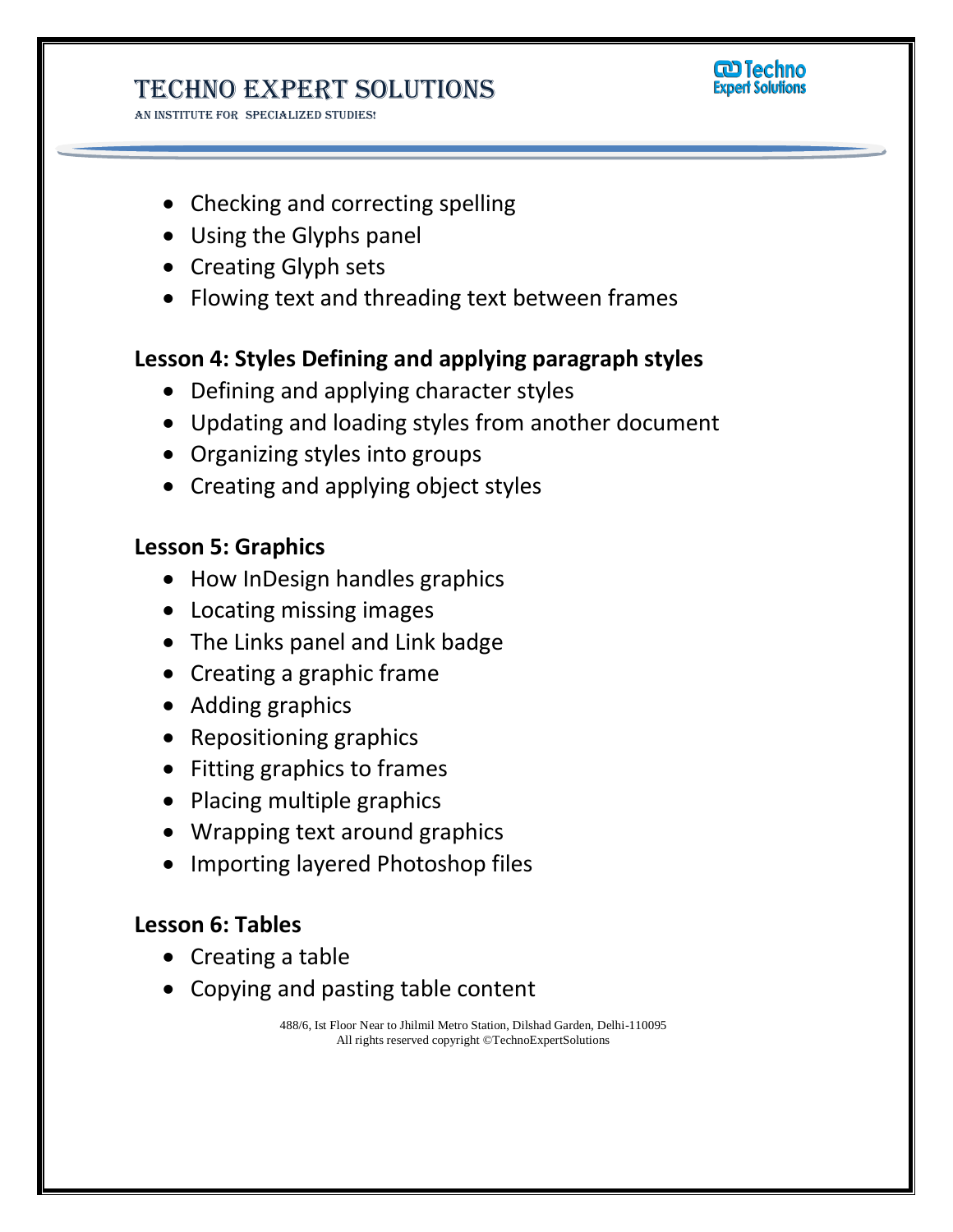- Checking and correcting spelling
- Using the Glyphs panel
- Creating Glyph sets
- Flowing text and threading text between frames

**Lesson 4: Styles Defining and applying paragraph styles**

- Defining and applying character styles
- Updating and loading styles from another document
- Organizing styles into groups
- Creating and applying object styles

**Lesson 5: Graphics**

- How InDesign handles graphics
- Locating missing images
- The Links panel and Link badge
- Creating a graphic frame
- Adding graphics
- Repositioning graphics
- Fitting graphics to frames
- Placing multiple graphics
- Wrapping text around graphics
- Importing layered Photoshop files

**Lesson 6: Tables**

- Creating a table
- Copying and pasting table content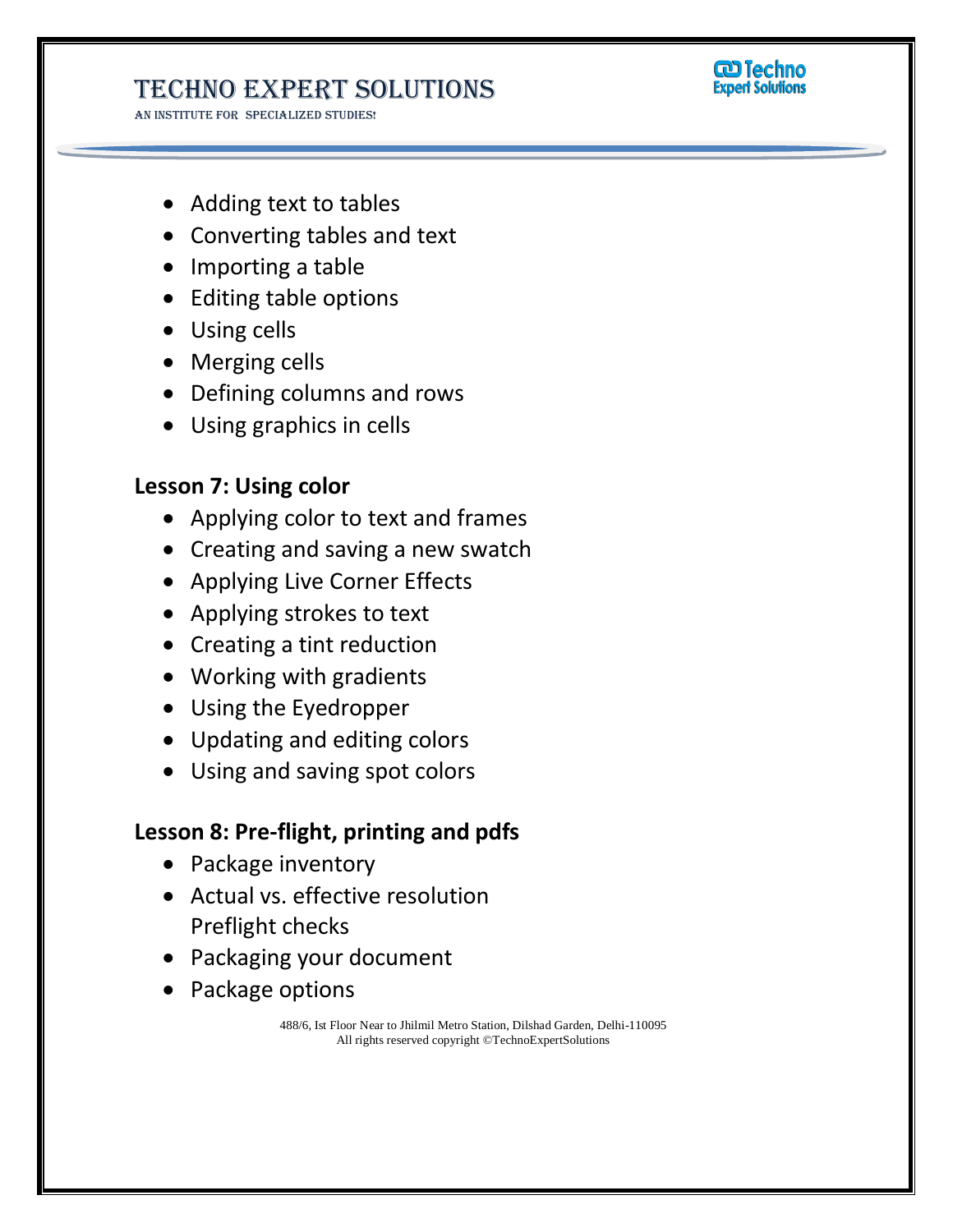- Adding text to tables
- Converting tables and text
- Importing a table
- Editing table options
- Using cells
- Merging cells
- Defining columns and rows
- Using graphics in cells

**Lesson 7: Using color**

- Applying color to text and frames
- Creating and saving a new swatch
- Applying Live Corner Effects
- Applying strokes to text
- Creating a tint reduction
- Working with gradients
- Using the Eyedropper
- Updating and editing colors
- Using and saving spot colors

**Lesson 8: Pre-flight, printing and pdfs**

- Package inventory
- Actual vs. effective resolution
  Preflight checks
- Packaging your document
- Package options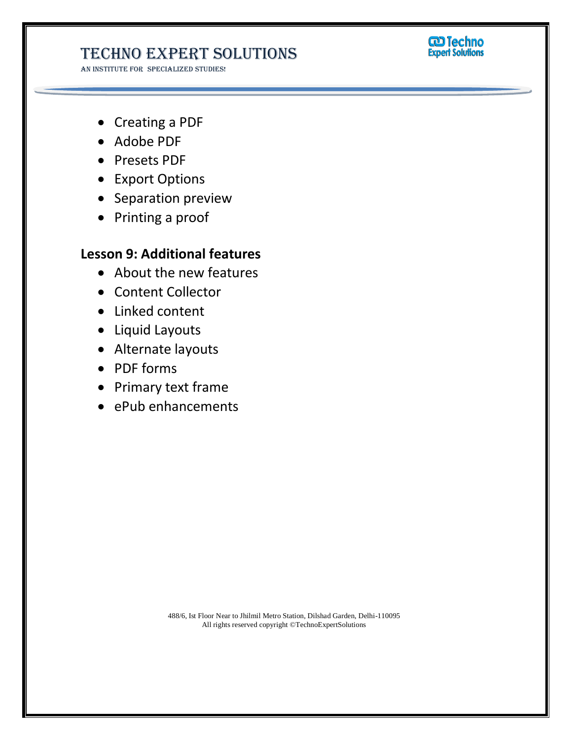- Creating a PDF
- Adobe PDF
- Presets PDF
- Export Options
- Separation preview
- Printing a proof

**Lesson 9: Additional features**

- About the new features
- Content Collector
- Linked content
- Liquid Layouts
- Alternate layouts
- PDF forms
- Primary text frame
- ePub enhancements